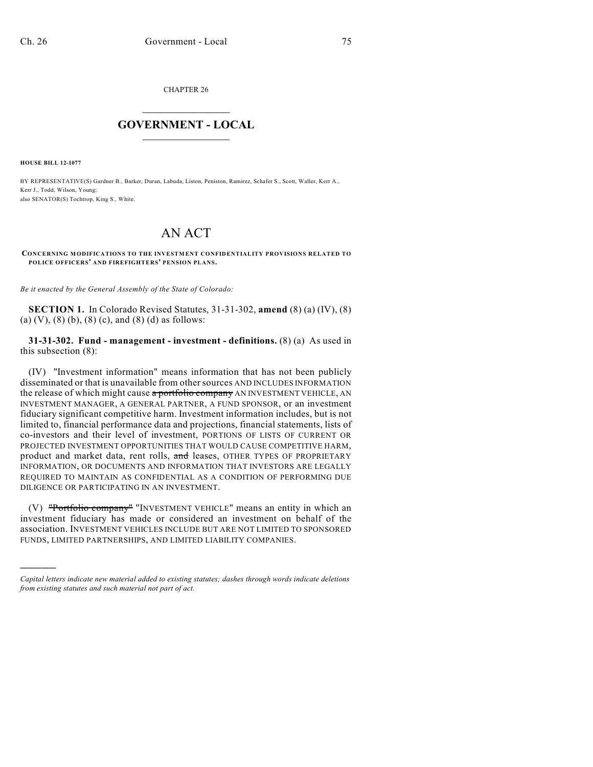CHAPTER 26

# GOVERNMENT - LOCAL

**HOUSE BILL 12-1077**

BY REPRESENTATIVE(S) Gardner B., Barker, Duran, Labuda, Liston, Peniston, Ramirez, Schafer S., Scott, Waller, Kerr A., Kerr J., Todd, Wilson, Young;
also SENATOR(S) Tochtrop, King S., White.

# AN ACT

**CONCERNING MODIFICATIONS TO THE INVESTMENT CONFIDENTIALITY PROVISIONS RELATED TO POLICE OFFICERS' AND FIREFIGHTERS' PENSION PLANS.**

*Be it enacted by the General Assembly of the State of Colorado:*

**SECTION 1.** In Colorado Revised Statutes, 31-31-302, **amend** (8) (a) (IV), (8) (a) (V), (8) (b), (8) (c), and (8) (d) as follows:

**31-31-302. Fund - management - investment - definitions.** (8) (a) As used in this subsection (8):

(IV) "Investment information" means information that has not been publicly disseminated or that is unavailable from other sources AND INCLUDES INFORMATION the release of which might cause ~~a portfolio company~~ AN INVESTMENT VEHICLE, AN INVESTMENT MANAGER, A GENERAL PARTNER, A FUND SPONSOR, or an investment fiduciary significant competitive harm. Investment information includes, but is not limited to, financial performance data and projections, financial statements, lists of co-investors and their level of investment, PORTIONS OF LISTS OF CURRENT OR PROJECTED INVESTMENT OPPORTUNITIES THAT WOULD CAUSE COMPETITIVE HARM, product and market data, rent rolls, ~~and~~ leases, OTHER TYPES OF PROPRIETARY INFORMATION, OR DOCUMENTS AND INFORMATION THAT INVESTORS ARE LEGALLY REQUIRED TO MAINTAIN AS CONFIDENTIAL AS A CONDITION OF PERFORMING DUE DILIGENCE OR PARTICIPATING IN AN INVESTMENT.

(V) ~~"Portfolio company"~~ "INVESTMENT VEHICLE" means an entity in which an investment fiduciary has made or considered an investment on behalf of the association. INVESTMENT VEHICLES INCLUDE BUT ARE NOT LIMITED TO SPONSORED FUNDS, LIMITED PARTNERSHIPS, AND LIMITED LIABILITY COMPANIES.

---

*Capital letters indicate new material added to existing statutes; dashes through words indicate deletions from existing statutes and such material not part of act.*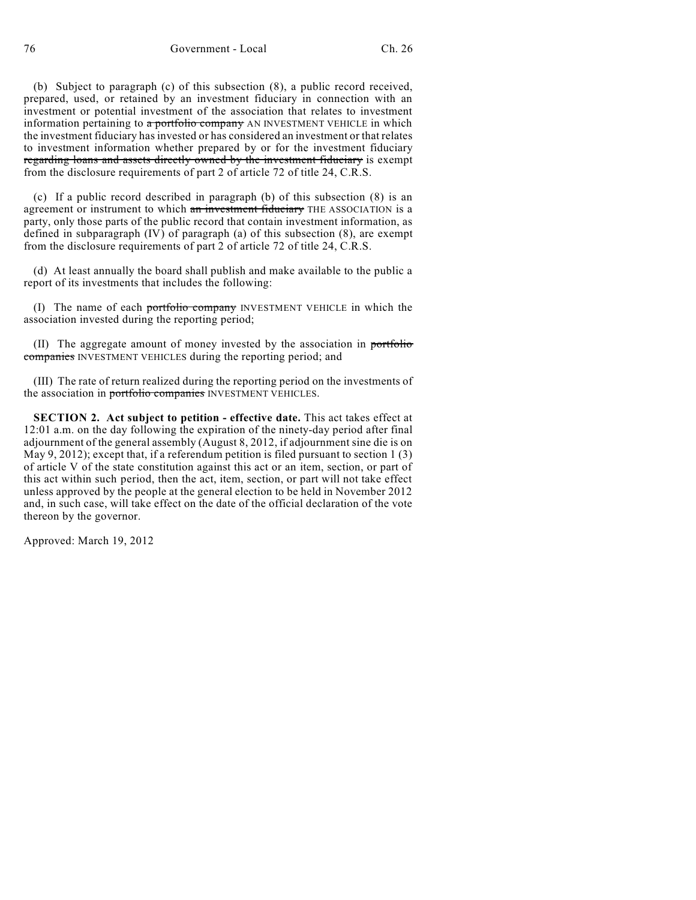(b) Subject to paragraph (c) of this subsection (8), a public record received, prepared, used, or retained by an investment fiduciary in connection with an investment or potential investment of the association that relates to investment information pertaining to ~~a portfolio company~~ AN INVESTMENT VEHICLE in which the investment fiduciary has invested or has considered an investment or that relates to investment information whether prepared by or for the investment fiduciary ~~regarding loans and assets directly owned by the investment fiduciary~~ is exempt from the disclosure requirements of part 2 of article 72 of title 24, C.R.S.

(c) If a public record described in paragraph (b) of this subsection (8) is an agreement or instrument to which ~~an investment fiduciary~~ THE ASSOCIATION is a party, only those parts of the public record that contain investment information, as defined in subparagraph (IV) of paragraph (a) of this subsection (8), are exempt from the disclosure requirements of part 2 of article 72 of title 24, C.R.S.

(d) At least annually the board shall publish and make available to the public a report of its investments that includes the following:

(I) The name of each ~~portfolio company~~ INVESTMENT VEHICLE in which the association invested during the reporting period;

(II) The aggregate amount of money invested by the association in ~~portfolio companies~~ INVESTMENT VEHICLES during the reporting period; and

(III) The rate of return realized during the reporting period on the investments of the association in ~~portfolio companies~~ INVESTMENT VEHICLES.

**SECTION 2. Act subject to petition - effective date.** This act takes effect at 12:01 a.m. on the day following the expiration of the ninety-day period after final adjournment of the general assembly (August 8, 2012, if adjournment sine die is on May 9, 2012); except that, if a referendum petition is filed pursuant to section 1 (3) of article V of the state constitution against this act or an item, section, or part of this act within such period, then the act, item, section, or part will not take effect unless approved by the people at the general election to be held in November 2012 and, in such case, will take effect on the date of the official declaration of the vote thereon by the governor.

Approved: March 19, 2012